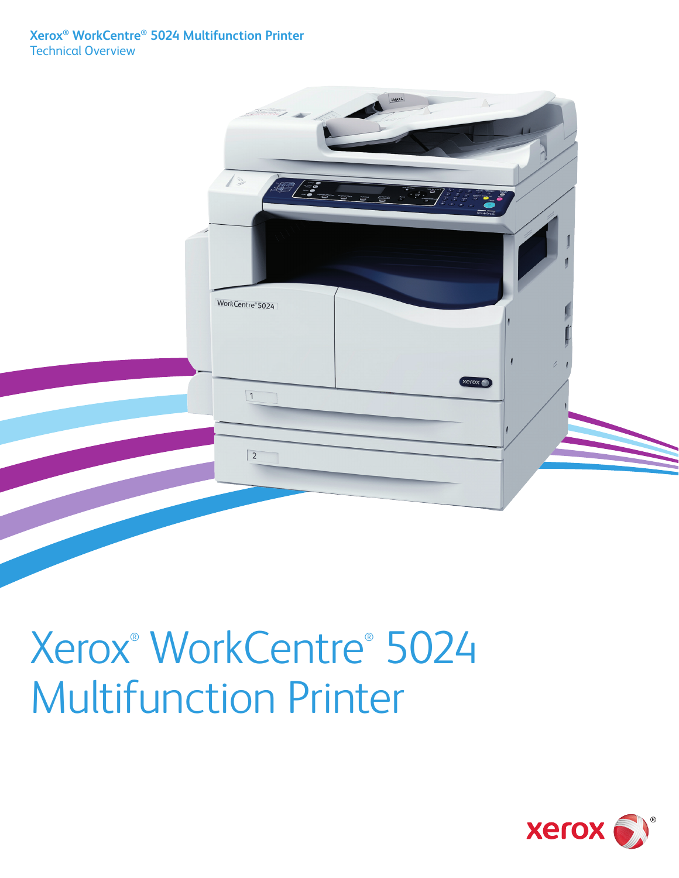Xerox® WorkCentre® 5024 Multifunction Printer
Technical Overview

# Xerox® WorkCentre® 5024 Multifunction Printer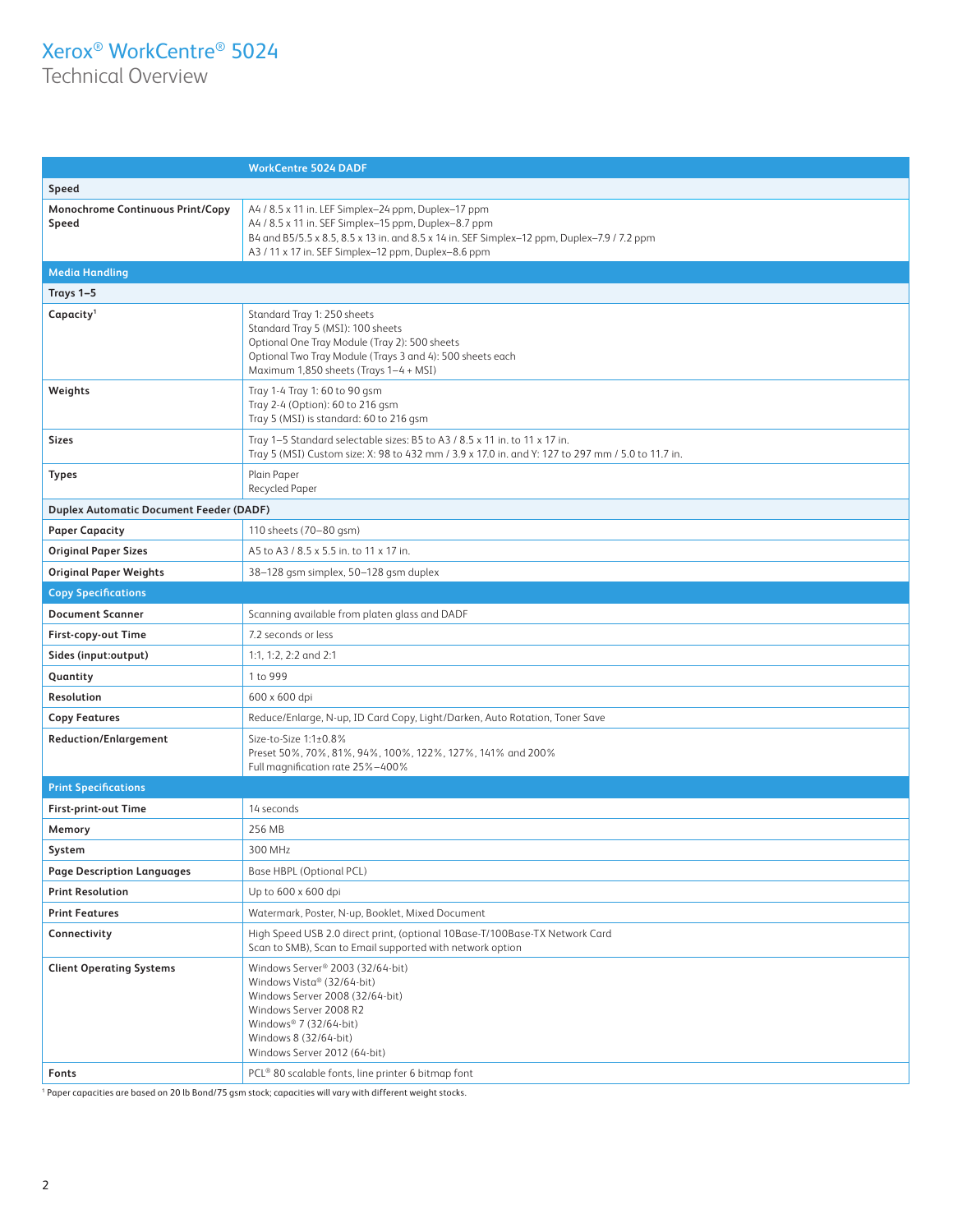# Xerox® WorkCentre® 5024

## Technical Overview

| | WorkCentre 5024 DADF |
|---|---|
| **Speed** | |
| **Monochrome Continuous Print/Copy Speed** | A4 / 8.5 x 11 in. LEF Simplex–24 ppm, Duplex–17 ppm<br>A4 / 8.5 x 11 in. SEF Simplex–15 ppm, Duplex–8.7 ppm<br>B4 and B5/5.5 x 8.5, 8.5 x 13 in. and 8.5 x 14 in. SEF Simplex–12 ppm, Duplex–7.9 / 7.2 ppm<br>A3 / 11 x 17 in. SEF Simplex–12 ppm, Duplex–8.6 ppm |
| **Media Handling** | |
| **Trays 1–5** | |
| **Capacity**[1] | Standard Tray 1: 250 sheets<br>Standard Tray 5 (MSI): 100 sheets<br>Optional One Tray Module (Tray 2): 500 sheets<br>Optional Two Tray Module (Trays 3 and 4): 500 sheets each<br>Maximum 1,850 sheets (Trays 1–4 + MSI) |
| **Weights** | Tray 1-4 Tray 1: 60 to 90 gsm<br>Tray 2-4 (Option): 60 to 216 gsm<br>Tray 5 (MSI) is standard: 60 to 216 gsm |
| **Sizes** | Tray 1–5 Standard selectable sizes: B5 to A3 / 8.5 x 11 in. to 11 x 17 in.<br>Tray 5 (MSI) Custom size: X: 98 to 432 mm / 3.9 x 17.0 in. and Y: 127 to 297 mm / 5.0 to 11.7 in. |
| **Types** | Plain Paper<br>Recycled Paper |
| **Duplex Automatic Document Feeder (DADF)** | |
| **Paper Capacity** | 110 sheets (70–80 gsm) |
| **Original Paper Sizes** | A5 to A3 / 8.5 x 5.5 in. to 11 x 17 in. |
| **Original Paper Weights** | 38–128 gsm simplex, 50–128 gsm duplex |
| **Copy Specifications** | |
| **Document Scanner** | Scanning available from platen glass and DADF |
| **First-copy-out Time** | 7.2 seconds or less |
| **Sides (input:output)** | 1:1, 1:2, 2:2 and 2:1 |
| **Quantity** | 1 to 999 |
| **Resolution** | 600 x 600 dpi |
| **Copy Features** | Reduce/Enlarge, N-up, ID Card Copy, Light/Darken, Auto Rotation, Toner Save |
| **Reduction/Enlargement** | Size-to-Size 1:1±0.8%<br>Preset 50%, 70%, 81%, 94%, 100%, 122%, 127%, 141% and 200%<br>Full magnification rate 25%–400% |
| **Print Specifications** | |
| **First-print-out Time** | 14 seconds |
| **Memory** | 256 MB |
| **System** | 300 MHz |
| **Page Description Languages** | Base HBPL (Optional PCL) |
| **Print Resolution** | Up to 600 x 600 dpi |
| **Print Features** | Watermark, Poster, N-up, Booklet, Mixed Document |
| **Connectivity** | High Speed USB 2.0 direct print, (optional 10Base-T/100Base-TX Network Card<br>Scan to SMB), Scan to Email supported with network option |
| **Client Operating Systems** | Windows Server® 2003 (32/64-bit)<br>Windows Vista® (32/64-bit)<br>Windows Server 2008 (32/64-bit)<br>Windows Server 2008 R2<br>Windows® 7 (32/64-bit)<br>Windows 8 (32/64-bit)<br>Windows Server 2012 (64-bit) |
| **Fonts** | PCL® 80 scalable fonts, line printer 6 bitmap font |

[1] Paper capacities are based on 20 lb Bond/75 gsm stock; capacities will vary with different weight stocks.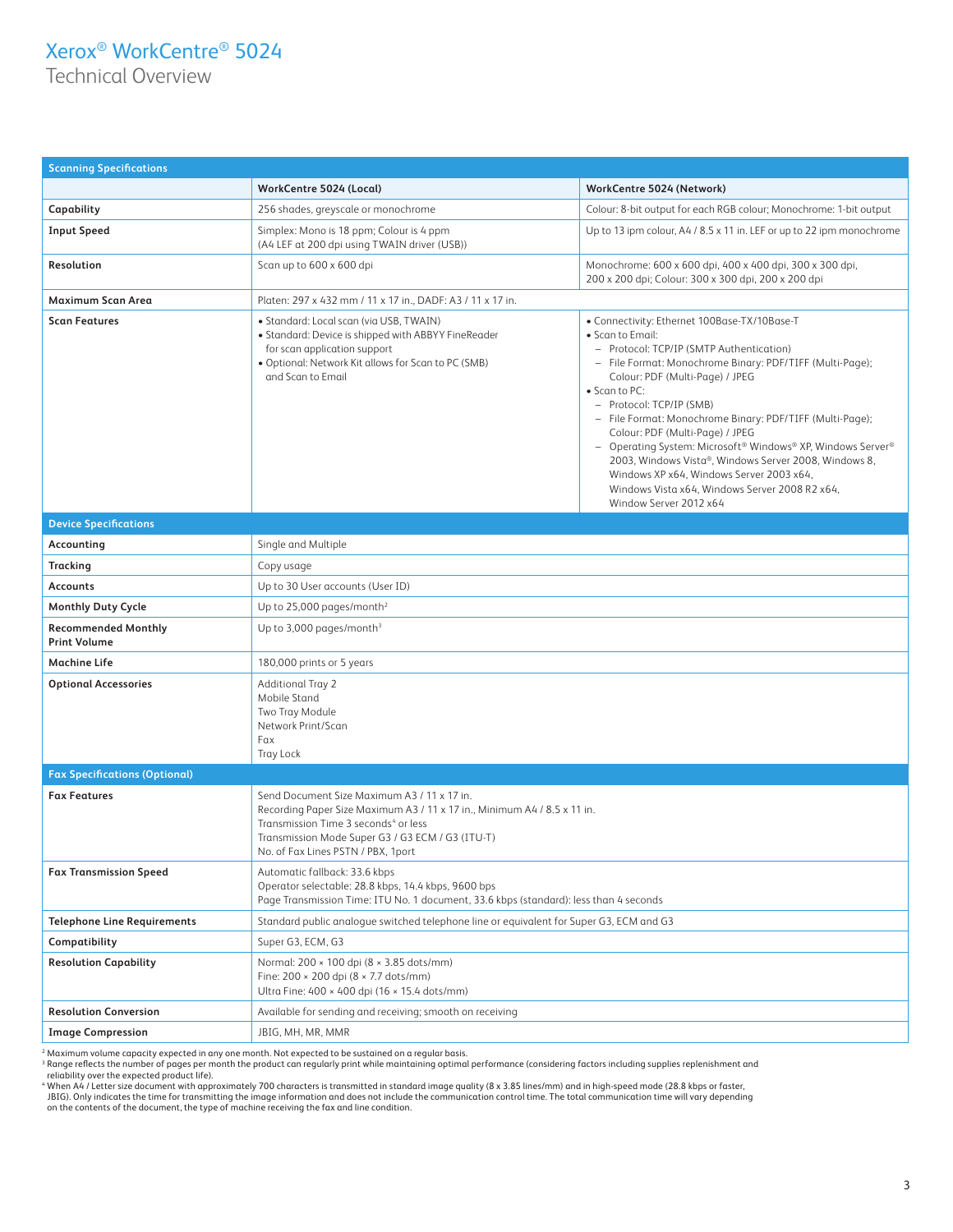# Xerox® WorkCentre® 5024

Technical Overview

| Scanning Specifications | | |
|---|---|---|
| | **WorkCentre 5024 (Local)** | **WorkCentre 5024 (Network)** |
| **Capability** | 256 shades, greyscale or monochrome | Colour: 8-bit output for each RGB colour; Monochrome: 1-bit output |
| **Input Speed** | Simplex: Mono is 18 ppm; Colour is 4 ppm (A4 LEF at 200 dpi using TWAIN driver (USB)) | Up to 13 ipm colour, A4 / 8.5 x 11 in. LEF or up to 22 ipm monochrome |
| **Resolution** | Scan up to 600 x 600 dpi | Monochrome: 600 x 600 dpi, 400 x 400 dpi, 300 x 300 dpi, 200 x 200 dpi; Colour: 300 x 300 dpi, 200 x 200 dpi |
| **Maximum Scan Area** | Platen: 297 x 432 mm / 11 x 17 in., DADF: A3 / 11 x 17 in. | |
| **Scan Features** | • Standard: Local scan (via USB, TWAIN)<br>• Standard: Device is shipped with ABBYY FineReader for scan application support<br>• Optional: Network Kit allows for Scan to PC (SMB) and Scan to Email | • Connectivity: Ethernet 100Base-TX/10Base-T<br>• Scan to Email:<br>– Protocol: TCP/IP (SMTP Authentication)<br>– File Format: Monochrome Binary: PDF/TIFF (Multi-Page); Colour: PDF (Multi-Page) / JPEG<br>• Scan to PC:<br>– Protocol: TCP/IP (SMB)<br>– File Format: Monochrome Binary: PDF/TIFF (Multi-Page); Colour: PDF (Multi-Page) / JPEG<br>– Operating System: Microsoft® Windows® XP, Windows Server® 2003, Windows Vista®, Windows Server 2008, Windows 8, Windows XP x64, Windows Server 2003 x64, Windows Vista x64, Windows Server 2008 R2 x64, Window Server 2012 x64 |

| Device Specifications | |
|---|---|
| **Accounting** | Single and Multiple |
| **Tracking** | Copy usage |
| **Accounts** | Up to 30 User accounts (User ID) |
| **Monthly Duty Cycle** | Up to 25,000 pages/month[2] |
| **Recommended Monthly Print Volume** | Up to 3,000 pages/month[3] |
| **Machine Life** | 180,000 prints or 5 years |
| **Optional Accessories** | Additional Tray 2<br>Mobile Stand<br>Two Tray Module<br>Network Print/Scan<br>Fax<br>Tray Lock |

| Fax Specifications (Optional) | |
|---|---|
| **Fax Features** | Send Document Size Maximum A3 / 11 x 17 in.<br>Recording Paper Size Maximum A3 / 11 x 17 in., Minimum A4 / 8.5 x 11 in.<br>Transmission Time 3 seconds[4] or less<br>Transmission Mode Super G3 / G3 ECM / G3 (ITU-T)<br>No. of Fax Lines PSTN / PBX, 1port |
| **Fax Transmission Speed** | Automatic fallback: 33.6 kbps<br>Operator selectable: 28.8 kbps, 14.4 kbps, 9600 bps<br>Page Transmission Time: ITU No. 1 document, 33.6 kbps (standard): less than 4 seconds |
| **Telephone Line Requirements** | Standard public analogue switched telephone line or equivalent for Super G3, ECM and G3 |
| **Compatibility** | Super G3, ECM, G3 |
| **Resolution Capability** | Normal: 200 × 100 dpi (8 × 3.85 dots/mm)<br>Fine: 200 × 200 dpi (8 × 7.7 dots/mm)<br>Ultra Fine: 400 × 400 dpi (16 × 15.4 dots/mm) |
| **Resolution Conversion** | Available for sending and receiving; smooth on receiving |
| **Image Compression** | JBIG, MH, MR, MMR |

[2] Maximum volume capacity expected in any one month. Not expected to be sustained on a regular basis.
[3] Range reflects the number of pages per month the product can regularly print while maintaining optimal performance (considering factors including supplies replenishment and reliability over the expected product life).
[4] When A4 / Letter size document with approximately 700 characters is transmitted in standard image quality (8 x 3.85 lines/mm) and in high-speed mode (28.8 kbps or faster, JBIG). Only indicates the time for transmitting the image information and does not include the communication control time. The total communication time will vary depending on the contents of the document, the type of machine receiving the fax and line condition.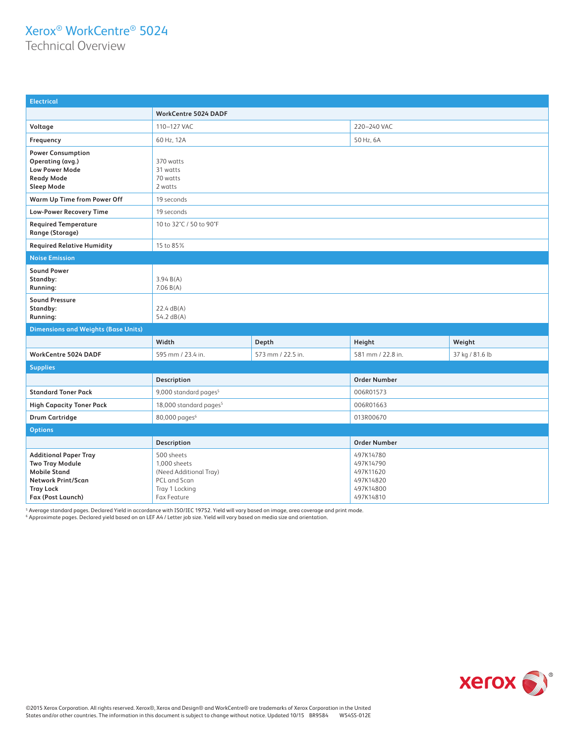# Xerox® WorkCentre® 5024
Technical Overview

| Electrical | | | | |
|---|---|---|---|---|
| | WorkCentre 5024 DADF | | | |
| Voltage | 110–127 VAC | | 220–240 VAC | |
| Frequency | 60 Hz, 12A | | 50 Hz, 6A | |
| Power Consumption<br>Operating (avg.)<br>Low Power Mode<br>Ready Mode<br>Sleep Mode | <br>370 watts<br>31 watts<br>70 watts<br>2 watts | | | |
| Warm Up Time from Power Off | 19 seconds | | | |
| Low-Power Recovery Time | 19 seconds | | | |
| Required Temperature Range (Storage) | 10 to 32°C / 50 to 90°F | | | |
| Required Relative Humidity | 15 to 85% | | | |
| **Noise Emission** | | | | |
| Sound Power<br>Standby:<br>Running: | <br>3.94 B(A)<br>7.06 B(A) | | | |
| Sound Pressure<br>Standby:<br>Running: | <br>22.4 dB(A)<br>54.2 dB(A) | | | |
| **Dimensions and Weights (Base Units)** | | | | |
| | Width | Depth | Height | Weight |
| WorkCentre 5024 DADF | 595 mm / 23.4 in. | 573 mm / 22.5 in. | 581 mm / 22.8 in. | 37 kg / 81.6 lb |
| **Supplies** | | | | |
| | Description | | Order Number | |
| Standard Toner Pack | 9,000 standard pages[5] | | 006R01573 | |
| High Capacity Toner Pack | 18,000 standard pages[5] | | 006R01663 | |
| Drum Cartridge | 80,000 pages[6] | | 013R00670 | |
| **Options** | | | | |
| | Description | | Order Number | |
| Additional Paper Tray<br>Two Tray Module<br>Mobile Stand<br>Network Print/Scan<br>Tray Lock<br>Fax (Post Launch) | 500 sheets<br>1,000 sheets<br>(Need Additional Tray)<br>PCL and Scan<br>Tray 1 Locking<br>Fax Feature | | 497K14780<br>497K14790<br>497K11620<br>497K14820<br>497K14800<br>497K14810 | |

[5] Average standard pages. Declared Yield in accordance with ISO/IEC 19752. Yield will vary based on image, area coverage and print mode.
[6] Approximate pages. Declared yield based on an LEF A4 / Letter job size. Yield will vary based on media size and orientation.

©2015 Xerox Corporation. All rights reserved. Xerox®, Xerox and Design® and WorkCentre® are trademarks of Xerox Corporation in the United States and/or other countries. The information in this document is subject to change without notice. Updated 10/15 BR9584 W54SS-012E